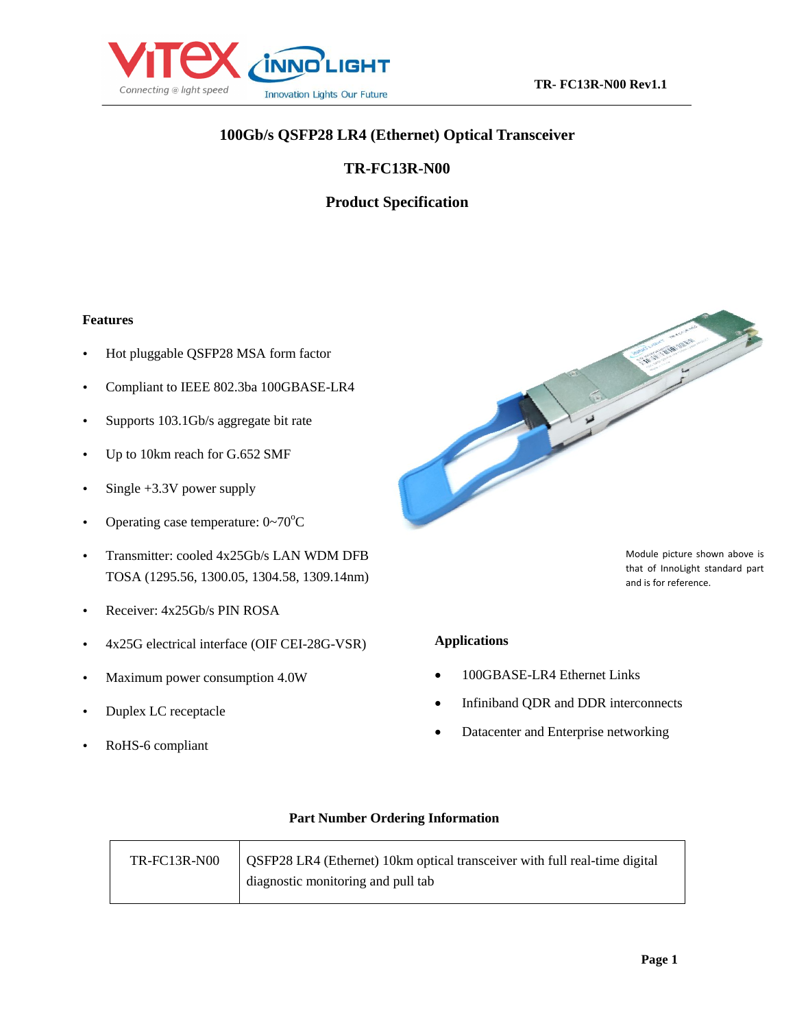# 100Gb/s QSFP28 LR4 (Ethernet) Optical Transceiver

## TR-FC13R-N00

## Product Specification

### Features

- Hot pluggable QSFP28 MSA form factor
- Compliant to IEEE 802.3ba 100GBASE-LR4
- Supports 103.1Gb/s aggregate bit rate
- Up to 10km reach for G.652 SMF
- Single +3.3V power supply
- Operating case temperature: 0~70°C
- Transmitter: cooled 4x25Gb/s LAN WDM DFB TOSA (1295.56, 1300.05, 1304.58, 1309.14nm)
- Receiver: 4x25Gb/s PIN ROSA
- 4x25G electrical interface (OIF CEI-28G-VSR)
- Maximum power consumption 4.0W
- Duplex LC receptacle
- RoHS-6 compliant

Module picture shown above is that of InnoLight standard part and is for reference.

### Applications

- 100GBASE-LR4 Ethernet Links
- Infiniband QDR and DDR interconnects
- Datacenter and Enterprise networking

### Part Number Ordering Information

| | |
|---|---|
| TR-FC13R-N00 | QSFP28 LR4 (Ethernet) 10km optical transceiver with full real-time digital diagnostic monitoring and pull tab |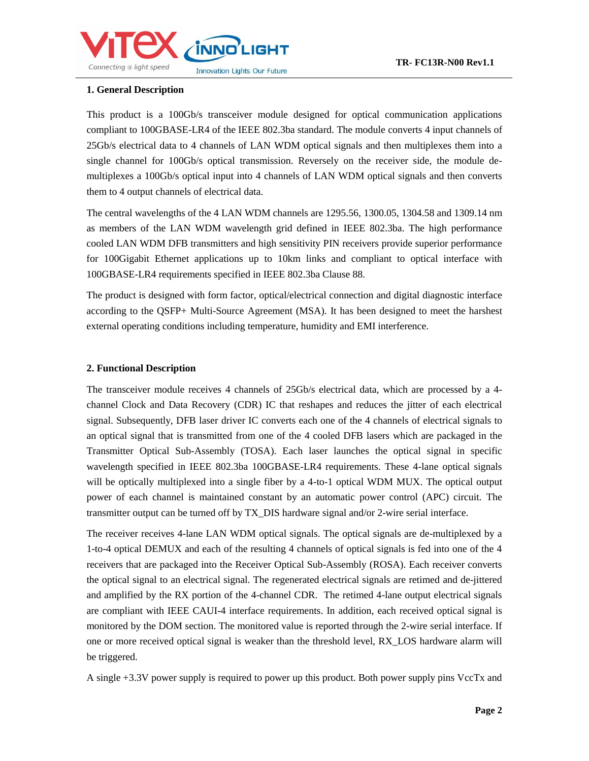## 1. General Description

This product is a 100Gb/s transceiver module designed for optical communication applications compliant to 100GBASE-LR4 of the IEEE 802.3ba standard. The module converts 4 input channels of 25Gb/s electrical data to 4 channels of LAN WDM optical signals and then multiplexes them into a single channel for 100Gb/s optical transmission. Reversely on the receiver side, the module de-multiplexes a 100Gb/s optical input into 4 channels of LAN WDM optical signals and then converts them to 4 output channels of electrical data.

The central wavelengths of the 4 LAN WDM channels are 1295.56, 1300.05, 1304.58 and 1309.14 nm as members of the LAN WDM wavelength grid defined in IEEE 802.3ba. The high performance cooled LAN WDM DFB transmitters and high sensitivity PIN receivers provide superior performance for 100Gigabit Ethernet applications up to 10km links and compliant to optical interface with 100GBASE-LR4 requirements specified in IEEE 802.3ba Clause 88.

The product is designed with form factor, optical/electrical connection and digital diagnostic interface according to the QSFP+ Multi-Source Agreement (MSA). It has been designed to meet the harshest external operating conditions including temperature, humidity and EMI interference.

## 2. Functional Description

The transceiver module receives 4 channels of 25Gb/s electrical data, which are processed by a 4-channel Clock and Data Recovery (CDR) IC that reshapes and reduces the jitter of each electrical signal. Subsequently, DFB laser driver IC converts each one of the 4 channels of electrical signals to an optical signal that is transmitted from one of the 4 cooled DFB lasers which are packaged in the Transmitter Optical Sub-Assembly (TOSA). Each laser launches the optical signal in specific wavelength specified in IEEE 802.3ba 100GBASE-LR4 requirements. These 4-lane optical signals will be optically multiplexed into a single fiber by a 4-to-1 optical WDM MUX. The optical output power of each channel is maintained constant by an automatic power control (APC) circuit. The transmitter output can be turned off by TX_DIS hardware signal and/or 2-wire serial interface.

The receiver receives 4-lane LAN WDM optical signals. The optical signals are de-multiplexed by a 1-to-4 optical DEMUX and each of the resulting 4 channels of optical signals is fed into one of the 4 receivers that are packaged into the Receiver Optical Sub-Assembly (ROSA). Each receiver converts the optical signal to an electrical signal. The regenerated electrical signals are retimed and de-jittered and amplified by the RX portion of the 4-channel CDR. The retimed 4-lane output electrical signals are compliant with IEEE CAUI-4 interface requirements. In addition, each received optical signal is monitored by the DOM section. The monitored value is reported through the 2-wire serial interface. If one or more received optical signal is weaker than the threshold level, RX_LOS hardware alarm will be triggered.

A single +3.3V power supply is required to power up this product. Both power supply pins VccTx and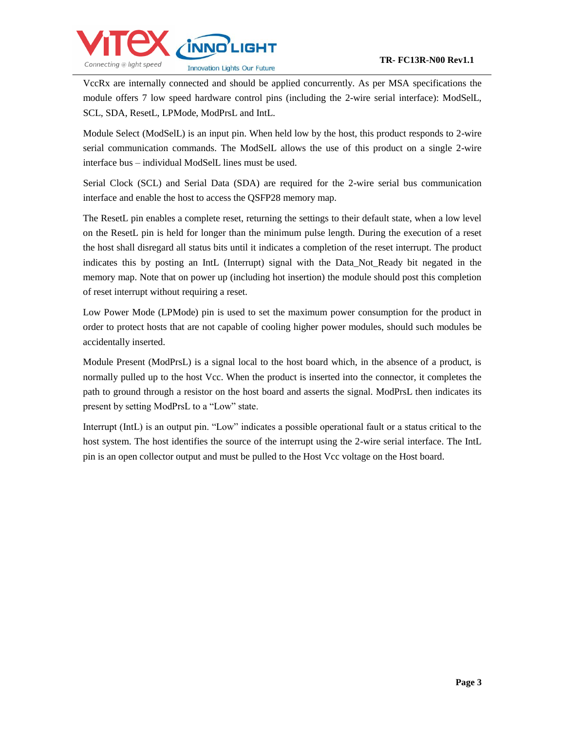VccRx are internally connected and should be applied concurrently. As per MSA specifications the module offers 7 low speed hardware control pins (including the 2-wire serial interface): ModSelL, SCL, SDA, ResetL, LPMode, ModPrsL and IntL.

Module Select (ModSelL) is an input pin. When held low by the host, this product responds to 2-wire serial communication commands. The ModSelL allows the use of this product on a single 2-wire interface bus – individual ModSelL lines must be used.

Serial Clock (SCL) and Serial Data (SDA) are required for the 2-wire serial bus communication interface and enable the host to access the QSFP28 memory map.

The ResetL pin enables a complete reset, returning the settings to their default state, when a low level on the ResetL pin is held for longer than the minimum pulse length. During the execution of a reset the host shall disregard all status bits until it indicates a completion of the reset interrupt. The product indicates this by posting an IntL (Interrupt) signal with the Data_Not_Ready bit negated in the memory map. Note that on power up (including hot insertion) the module should post this completion of reset interrupt without requiring a reset.

Low Power Mode (LPMode) pin is used to set the maximum power consumption for the product in order to protect hosts that are not capable of cooling higher power modules, should such modules be accidentally inserted.

Module Present (ModPrsL) is a signal local to the host board which, in the absence of a product, is normally pulled up to the host Vcc. When the product is inserted into the connector, it completes the path to ground through a resistor on the host board and asserts the signal. ModPrsL then indicates its present by setting ModPrsL to a "Low" state.

Interrupt (IntL) is an output pin. "Low" indicates a possible operational fault or a status critical to the host system. The host identifies the source of the interrupt using the 2-wire serial interface. The IntL pin is an open collector output and must be pulled to the Host Vcc voltage on the Host board.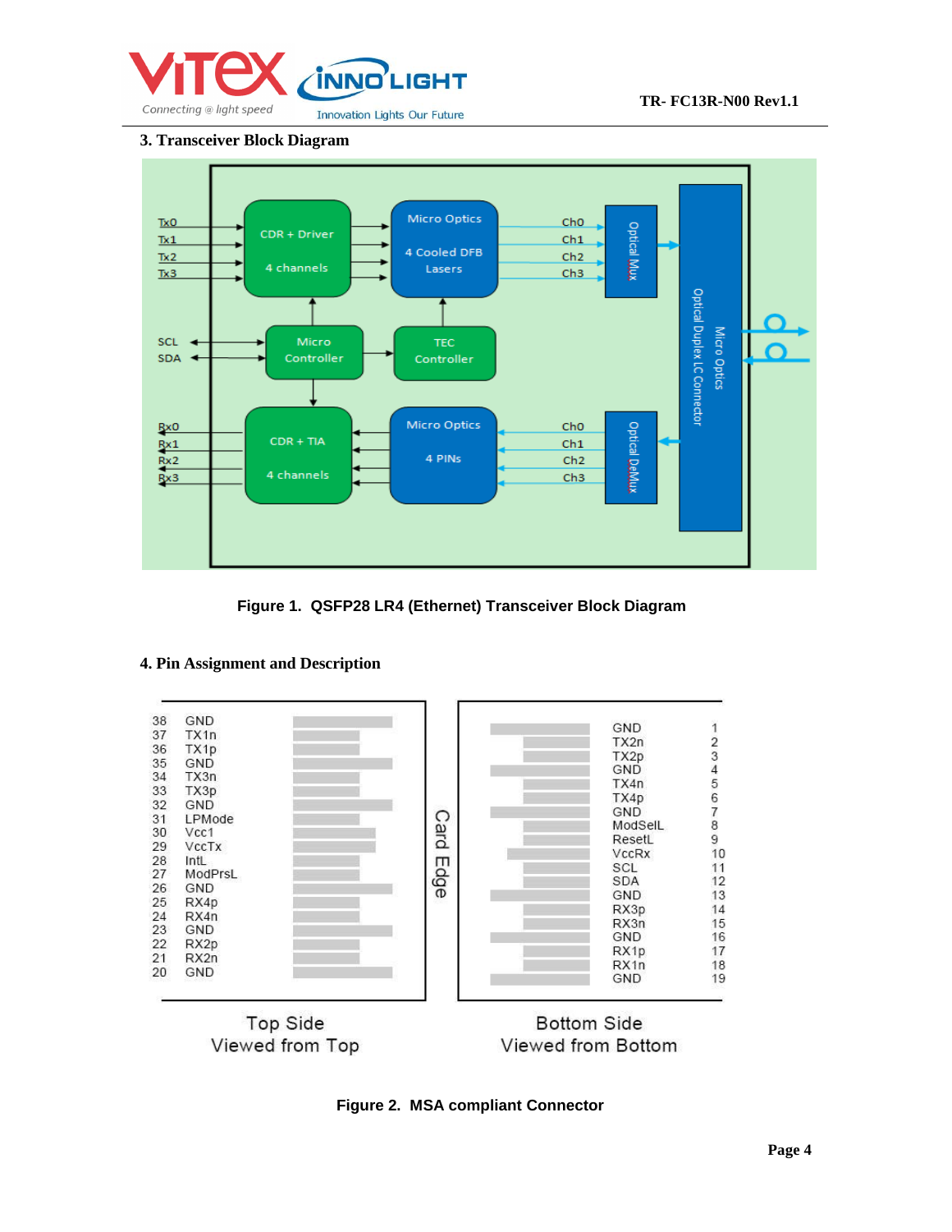## 3. Transceiver Block Diagram

**Figure 1. QSFP28 LR4 (Ethernet) Transceiver Block Diagram**

## 4. Pin Assignment and Description

**Figure 2. MSA compliant Connector**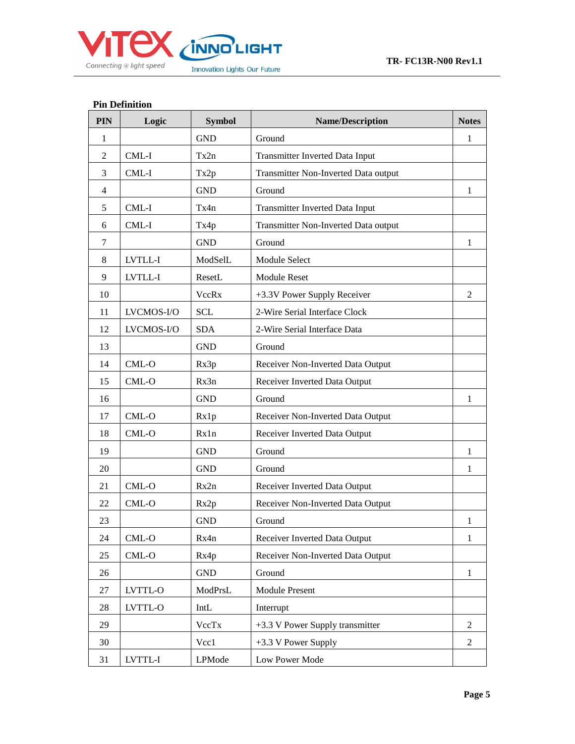**Pin Definition**

| PIN | Logic | Symbol | Name/Description | Notes |
|---|---|---|---|---|
| 1 | | GND | Ground | 1 |
| 2 | CML-I | Tx2n | Transmitter Inverted Data Input | |
| 3 | CML-I | Tx2p | Transmitter Non-Inverted Data output | |
| 4 | | GND | Ground | 1 |
| 5 | CML-I | Tx4n | Transmitter Inverted Data Input | |
| 6 | CML-I | Tx4p | Transmitter Non-Inverted Data output | |
| 7 | | GND | Ground | 1 |
| 8 | LVTLL-I | ModSelL | Module Select | |
| 9 | LVTLL-I | ResetL | Module Reset | |
| 10 | | VccRx | +3.3V Power Supply Receiver | 2 |
| 11 | LVCMOS-I/O | SCL | 2-Wire Serial Interface Clock | |
| 12 | LVCMOS-I/O | SDA | 2-Wire Serial Interface Data | |
| 13 | | GND | Ground | |
| 14 | CML-O | Rx3p | Receiver Non-Inverted Data Output | |
| 15 | CML-O | Rx3n | Receiver Inverted Data Output | |
| 16 | | GND | Ground | 1 |
| 17 | CML-O | Rx1p | Receiver Non-Inverted Data Output | |
| 18 | CML-O | Rx1n | Receiver Inverted Data Output | |
| 19 | | GND | Ground | 1 |
| 20 | | GND | Ground | 1 |
| 21 | CML-O | Rx2n | Receiver Inverted Data Output | |
| 22 | CML-O | Rx2p | Receiver Non-Inverted Data Output | |
| 23 | | GND | Ground | 1 |
| 24 | CML-O | Rx4n | Receiver Inverted Data Output | 1 |
| 25 | CML-O | Rx4p | Receiver Non-Inverted Data Output | |
| 26 | | GND | Ground | 1 |
| 27 | LVTTL-O | ModPrsL | Module Present | |
| 28 | LVTTL-O | IntL | Interrupt | |
| 29 | | VccTx | +3.3 V Power Supply transmitter | 2 |
| 30 | | Vcc1 | +3.3 V Power Supply | 2 |
| 31 | LVTTL-I | LPMode | Low Power Mode | |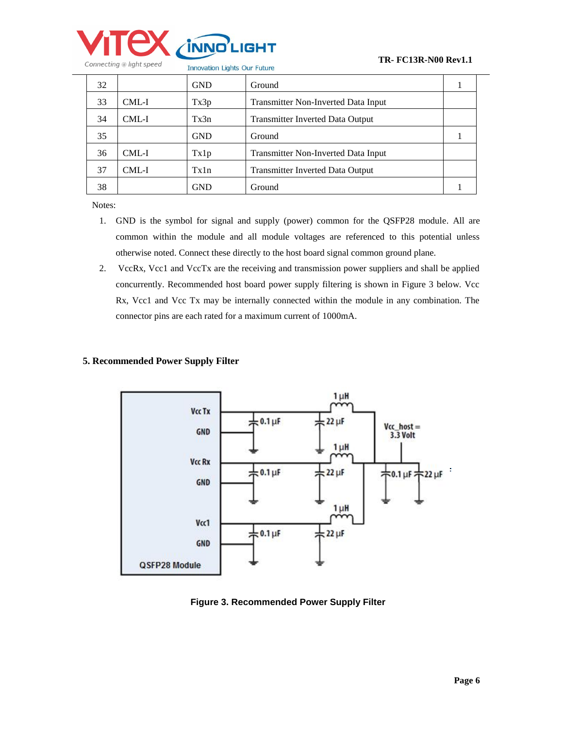| 32 | | GND | Ground | 1 |
|---|---|---|---|---|
| 33 | CML-I | Tx3p | Transmitter Non-Inverted Data Input | |
| 34 | CML-I | Tx3n | Transmitter Inverted Data Output | |
| 35 | | GND | Ground | 1 |
| 36 | CML-I | Tx1p | Transmitter Non-Inverted Data Input | |
| 37 | CML-I | Tx1n | Transmitter Inverted Data Output | |
| 38 | | GND | Ground | 1 |

Notes:

1. GND is the symbol for signal and supply (power) common for the QSFP28 module. All are common within the module and all module voltages are referenced to this potential unless otherwise noted. Connect these directly to the host board signal common ground plane.
2. VccRx, Vcc1 and VccTx are the receiving and transmission power suppliers and shall be applied concurrently. Recommended host board power supply filtering is shown in Figure 3 below. Vcc Rx, Vcc1 and Vcc Tx may be internally connected within the module in any combination. The connector pins are each rated for a maximum current of 1000mA.

## 5. Recommended Power Supply Filter

**Figure 3. Recommended Power Supply Filter**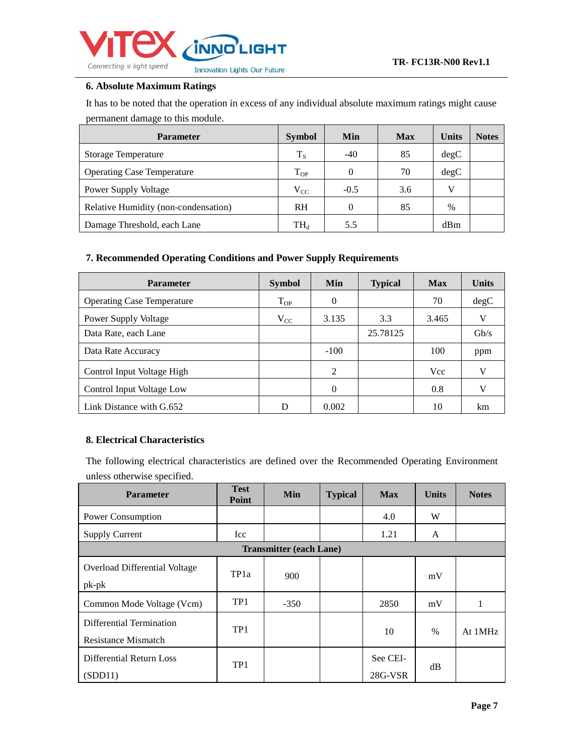## 6. Absolute Maximum Ratings

It has to be noted that the operation in excess of any individual absolute maximum ratings might cause permanent damage to this module.

| Parameter | Symbol | Min | Max | Units | Notes |
|---|---|---|---|---|---|
| Storage Temperature | $T_S$ | -40 | 85 | degC | |
| Operating Case Temperature | $T_{OP}$ | 0 | 70 | degC | |
| Power Supply Voltage | $V_{CC}$ | -0.5 | 3.6 | V | |
| Relative Humidity (non-condensation) | RH | 0 | 85 | % | |
| Damage Threshold, each Lane | $TH_d$ | 5.5 | | dBm | |

## 7. Recommended Operating Conditions and Power Supply Requirements

| Parameter | Symbol | Min | Typical | Max | Units |
|---|---|---|---|---|---|
| Operating Case Temperature | $T_{OP}$ | 0 | | 70 | degC |
| Power Supply Voltage | $V_{CC}$ | 3.135 | 3.3 | 3.465 | V |
| Data Rate, each Lane | | | 25.78125 | | Gb/s |
| Data Rate Accuracy | | -100 | | 100 | ppm |
| Control Input Voltage High | | 2 | | Vcc | V |
| Control Input Voltage Low | | 0 | | 0.8 | V |
| Link Distance with G.652 | D | 0.002 | | 10 | km |

## 8. Electrical Characteristics

The following electrical characteristics are defined over the Recommended Operating Environment unless otherwise specified.

| Parameter | Test Point | Min | Typical | Max | Units | Notes |
|---|---|---|---|---|---|---|
| Power Consumption | | | | 4.0 | W | |
| Supply Current | Icc | | | 1.21 | A | |
| **Transmitter (each Lane)** | | | | | | |
| Overload Differential Voltage pk-pk | TP1a | 900 | | | mV | |
| Common Mode Voltage (Vcm) | TP1 | -350 | | 2850 | mV | 1 |
| Differential Termination Resistance Mismatch | TP1 | | | 10 | % | At 1MHz |
| Differential Return Loss (SDD11) | TP1 | | | See CEI-28G-VSR | dB | |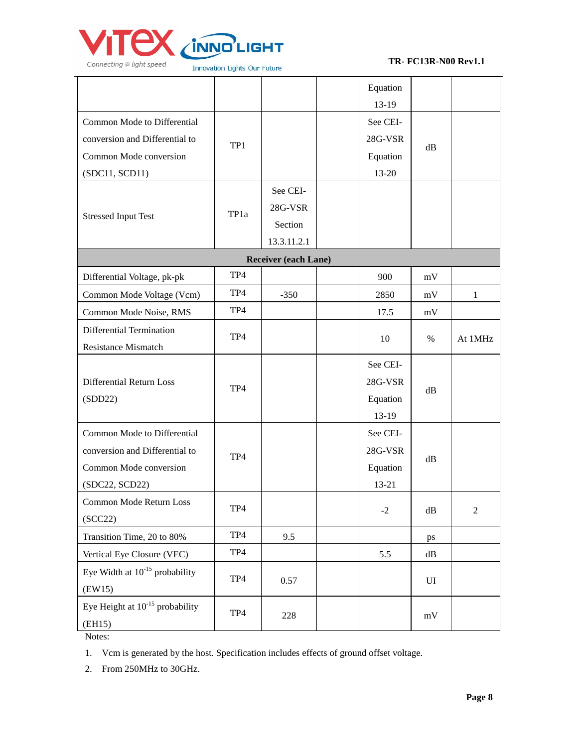| Parameter | Test Point | Min | Typical | Max | Units | Conditions |
|---|---|---|---|---|---|---|
| | | | | Equation 13-19 | | |
| Common Mode to Differential conversion and Differential to Common Mode conversion (SDC11, SCD11) | TP1 | | | See CEI-28G-VSR Equation 13-20 | dB | |
| Stressed Input Test | TP1a | See CEI-28G-VSR Section 13.3.11.2.1 | | | | |
| **Receiver (each Lane)** | | | | | | |
| Differential Voltage, pk-pk | TP4 | | | 900 | mV | |
| Common Mode Voltage (Vcm) | TP4 | -350 | | 2850 | mV | 1 |
| Common Mode Noise, RMS | TP4 | | | 17.5 | mV | |
| Differential Termination Resistance Mismatch | TP4 | | | 10 | % | At 1MHz |
| Differential Return Loss (SDD22) | TP4 | | | See CEI-28G-VSR Equation 13-19 | dB | |
| Common Mode to Differential conversion and Differential to Common Mode conversion (SDC22, SCD22) | TP4 | | | See CEI-28G-VSR Equation 13-21 | dB | |
| Common Mode Return Loss (SCC22) | TP4 | | | -2 | dB | 2 |
| Transition Time, 20 to 80% | TP4 | 9.5 | | | ps | |
| Vertical Eye Closure (VEC) | TP4 | | | 5.5 | dB | |
| Eye Width at $10^{-15}$ probability (EW15) | TP4 | 0.57 | | | UI | |
| Eye Height at $10^{-15}$ probability (EH15) | TP4 | 228 | | | mV | |

Notes:

1. Vcm is generated by the host. Specification includes effects of ground offset voltage.
2. From 250MHz to 30GHz.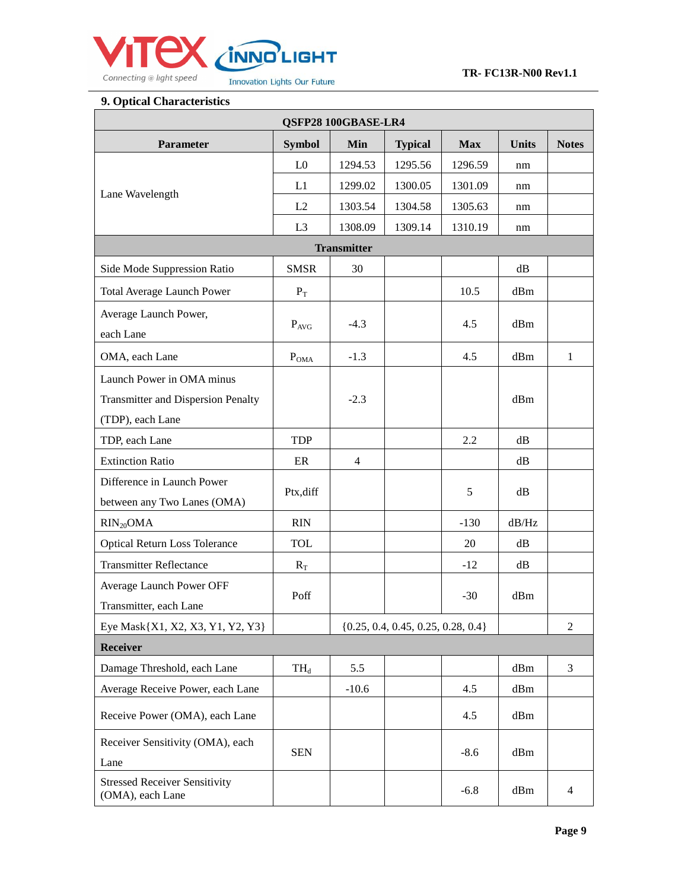## 9. Optical Characteristics

| QSFP28 100GBASE-LR4 | | | | | | |
|---|---|---|---|---|---|---|
| **Parameter** | **Symbol** | **Min** | **Typical** | **Max** | **Units** | **Notes** |
| Lane Wavelength | L0 | 1294.53 | 1295.56 | 1296.59 | nm | |
| | L1 | 1299.02 | 1300.05 | 1301.09 | nm | |
| | L2 | 1303.54 | 1304.58 | 1305.63 | nm | |
| | L3 | 1308.09 | 1309.14 | 1310.19 | nm | |
| **Transmitter** | | | | | | |
| Side Mode Suppression Ratio | SMSR | 30 | | | dB | |
| Total Average Launch Power | $P_T$ | | | 10.5 | dBm | |
| Average Launch Power, each Lane | $P_{AVG}$ | -4.3 | | 4.5 | dBm | |
| OMA, each Lane | $P_{OMA}$ | -1.3 | | 4.5 | dBm | 1 |
| Launch Power in OMA minus Transmitter and Dispersion Penalty (TDP), each Lane | | -2.3 | | | dBm | |
| TDP, each Lane | TDP | | | 2.2 | dB | |
| Extinction Ratio | ER | 4 | | | dB | |
| Difference in Launch Power between any Two Lanes (OMA) | Ptx,diff | | | 5 | dB | |
| $RIN_{20}OMA$ | RIN | | | -130 | dB/Hz | |
| Optical Return Loss Tolerance | TOL | | | 20 | dB | |
| Transmitter Reflectance | $R_T$ | | | -12 | dB | |
| Average Launch Power OFF Transmitter, each Lane | Poff | | | -30 | dBm | |
| Eye Mask{X1, X2, X3, Y1, Y2, Y3} | | {0.25, 0.4, 0.45, 0.25, 0.28, 0.4} | | | | 2 |
| **Receiver** | | | | | | |
| Damage Threshold, each Lane | $TH_d$ | 5.5 | | | dBm | 3 |
| Average Receive Power, each Lane | | -10.6 | | 4.5 | dBm | |
| Receive Power (OMA), each Lane | | | | 4.5 | dBm | |
| Receiver Sensitivity (OMA), each Lane | SEN | | | -8.6 | dBm | |
| Stressed Receiver Sensitivity (OMA), each Lane | | | | -6.8 | dBm | 4 |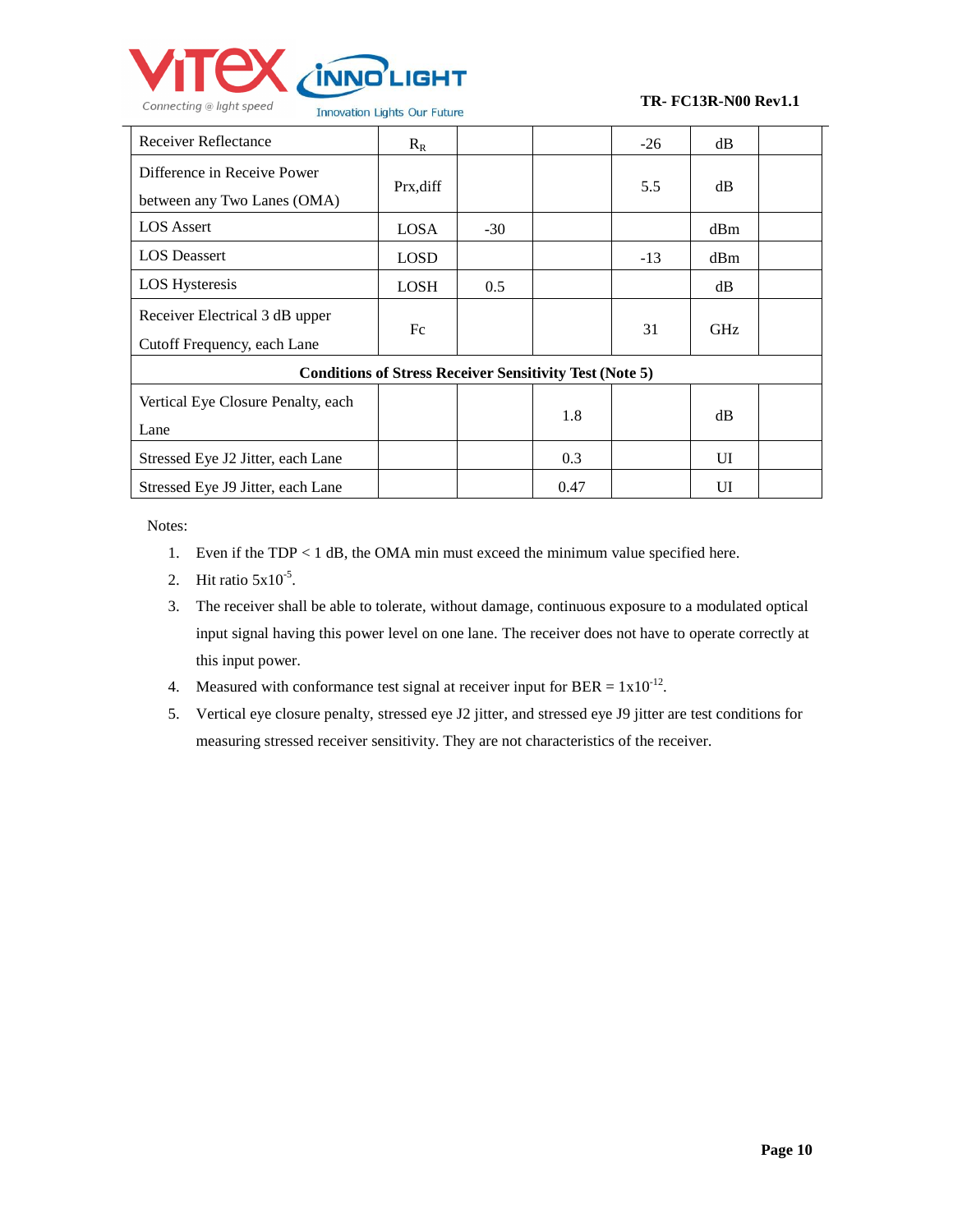| Receiver Reflectance | $R_R$ | | | -26 | dB | |
|---|---|---|---|---|---|---|
| Difference in Receive Power between any Two Lanes (OMA) | Prx,diff | | | 5.5 | dB | |
| LOS Assert | LOSA | -30 | | | dBm | |
| LOS Deassert | LOSD | | | -13 | dBm | |
| LOS Hysteresis | LOSH | 0.5 | | | dB | |
| Receiver Electrical 3 dB upper Cutoff Frequency, each Lane | Fc | | | 31 | GHz | |
| **Conditions of Stress Receiver Sensitivity Test (Note 5)** | | | | | | |
| Vertical Eye Closure Penalty, each Lane | | | 1.8 | | dB | |
| Stressed Eye J2 Jitter, each Lane | | | 0.3 | | UI | |
| Stressed Eye J9 Jitter, each Lane | | | 0.47 | | UI | |

Notes:

1. Even if the TDP < 1 dB, the OMA min must exceed the minimum value specified here.
2. Hit ratio $5 \times 10^{-5}$.
3. The receiver shall be able to tolerate, without damage, continuous exposure to a modulated optical input signal having this power level on one lane. The receiver does not have to operate correctly at this input power.
4. Measured with conformance test signal at receiver input for BER = $1 \times 10^{-12}$.
5. Vertical eye closure penalty, stressed eye J2 jitter, and stressed eye J9 jitter are test conditions for measuring stressed receiver sensitivity. They are not characteristics of the receiver.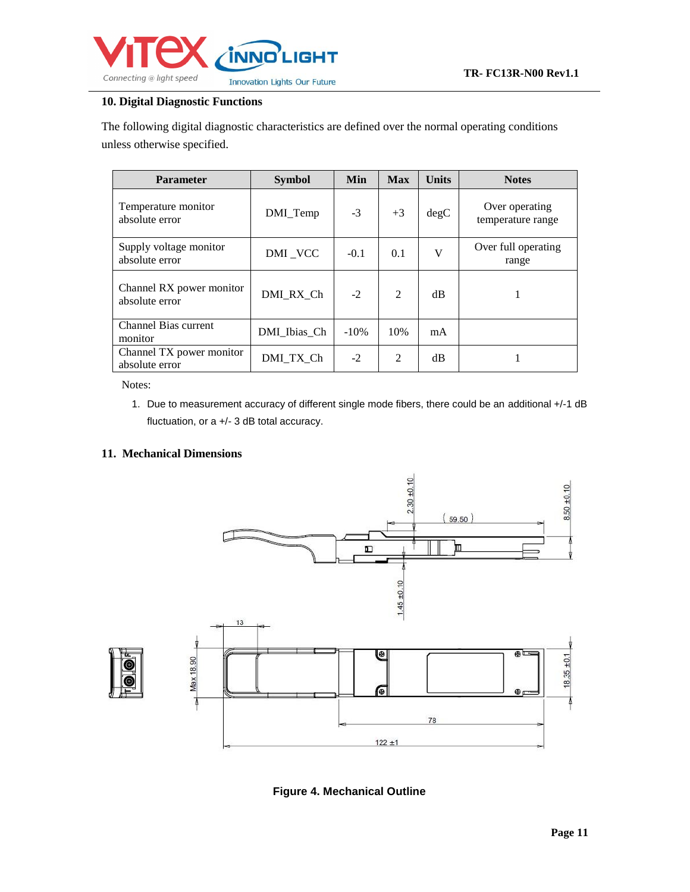## 10. Digital Diagnostic Functions

The following digital diagnostic characteristics are defined over the normal operating conditions unless otherwise specified.

| Parameter | Symbol | Min | Max | Units | Notes |
|---|---|---|---|---|---|
| Temperature monitor absolute error | DMI_Temp | -3 | +3 | degC | Over operating temperature range |
| Supply voltage monitor absolute error | DMI _VCC | -0.1 | 0.1 | V | Over full operating range |
| Channel RX power monitor absolute error | DMI_RX_Ch | -2 | 2 | dB | 1 |
| Channel Bias current monitor | DMI_Ibias_Ch | -10% | 10% | mA | |
| Channel TX power monitor absolute error | DMI_TX_Ch | -2 | 2 | dB | 1 |

Notes:

1. Due to measurement accuracy of different single mode fibers, there could be an additional +/-1 dB fluctuation, or a +/- 3 dB total accuracy.

## 11. Mechanical Dimensions

Figure 4. Mechanical Outline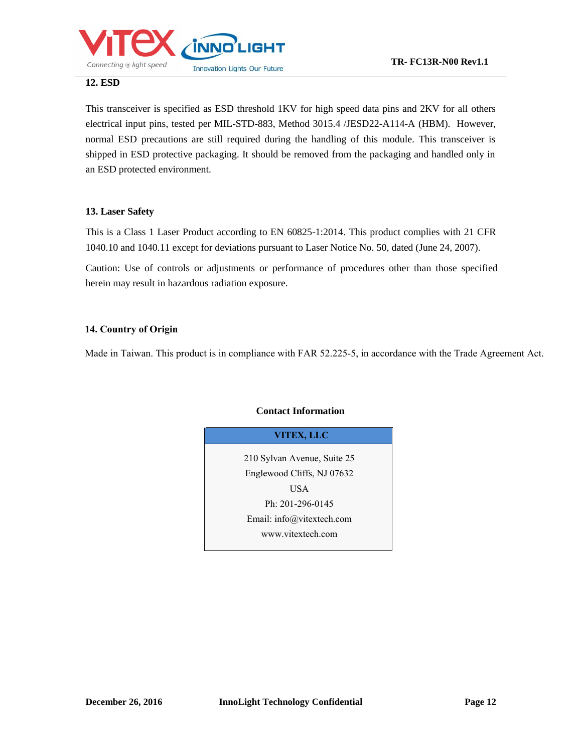## 12. ESD

This transceiver is specified as ESD threshold 1KV for high speed data pins and 2KV for all others electrical input pins, tested per MIL-STD-883, Method 3015.4 /JESD22-A114-A (HBM). However, normal ESD precautions are still required during the handling of this module. This transceiver is shipped in ESD protective packaging. It should be removed from the packaging and handled only in an ESD protected environment.

## 13. Laser Safety

This is a Class 1 Laser Product according to EN 60825-1:2014. This product complies with 21 CFR 1040.10 and 1040.11 except for deviations pursuant to Laser Notice No. 50, dated (June 24, 2007).

Caution: Use of controls or adjustments or performance of procedures other than those specified herein may result in hazardous radiation exposure.

## 14. Country of Origin

Made in Taiwan. This product is in compliance with FAR 52.225-5, in accordance with the Trade Agreement Act.

**Contact Information**

| VITEX, LLC |
|---|
| 210 Sylvan Avenue, Suite 25<br>Englewood Cliffs, NJ 07632<br>USA<br>Ph: 201-296-0145<br>Email: info@vitextech.com<br>www.vitextech.com |